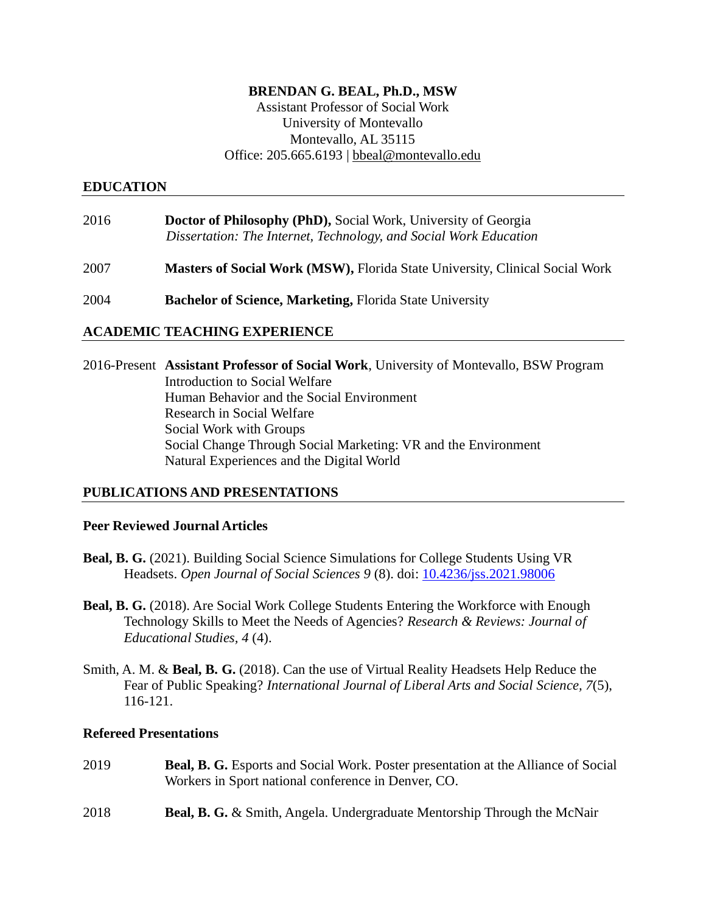**BRENDAN G. BEAL, Ph.D., MSW**

Assistant Professor of Social Work
University of Montevallo
Montevallo, AL 35115
Office: 205.665.6193 | bbeal@montevallo.edu

## EDUCATION

2016 **Doctor of Philosophy (PhD),** Social Work, University of Georgia
*Dissertation: The Internet, Technology, and Social Work Education*

2007 **Masters of Social Work (MSW),** Florida State University, Clinical Social Work

2004 **Bachelor of Science, Marketing,** Florida State University

## ACADEMIC TEACHING EXPERIENCE

2016-Present **Assistant Professor of Social Work**, University of Montevallo, BSW Program
Introduction to Social Welfare
Human Behavior and the Social Environment
Research in Social Welfare
Social Work with Groups
Social Change Through Social Marketing: VR and the Environment
Natural Experiences and the Digital World

## PUBLICATIONS AND PRESENTATIONS

### Peer Reviewed Journal Articles

**Beal, B. G.** (2021). Building Social Science Simulations for College Students Using VR Headsets. *Open Journal of Social Sciences 9* (8). doi: 10.4236/jss.2021.98006

**Beal, B. G.** (2018). Are Social Work College Students Entering the Workforce with Enough Technology Skills to Meet the Needs of Agencies? *Research & Reviews: Journal of Educational Studies, 4* (4).

Smith, A. M. & **Beal, B. G.** (2018). Can the use of Virtual Reality Headsets Help Reduce the Fear of Public Speaking? *International Journal of Liberal Arts and Social Science, 7*(5), 116-121.

### Refereed Presentations

2019 **Beal, B. G.** Esports and Social Work. Poster presentation at the Alliance of Social Workers in Sport national conference in Denver, CO.

2018 **Beal, B. G.** & Smith, Angela. Undergraduate Mentorship Through the McNair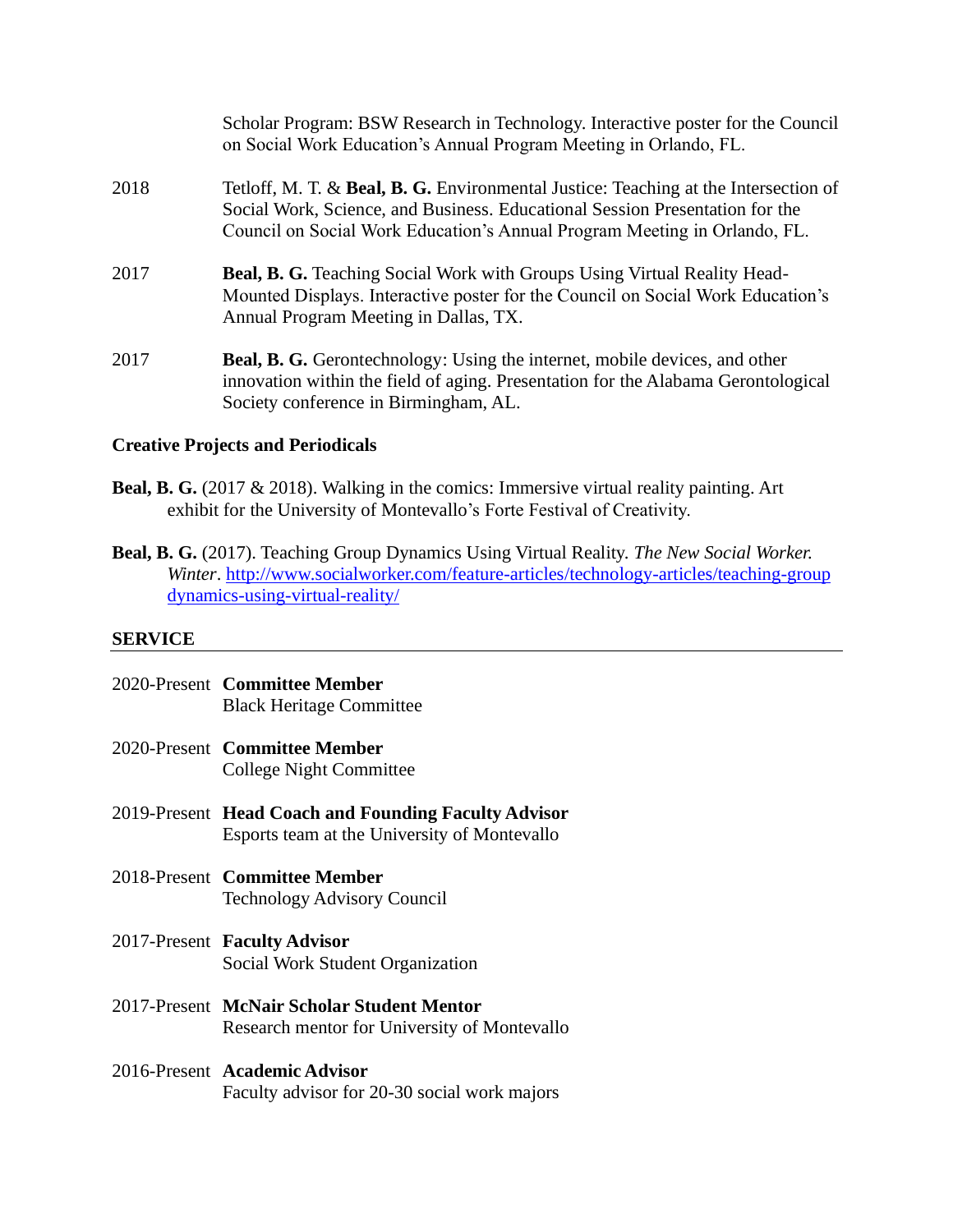Scholar Program: BSW Research in Technology. Interactive poster for the Council on Social Work Education's Annual Program Meeting in Orlando, FL.

2018 Tetloff, M. T. & **Beal, B. G.** Environmental Justice: Teaching at the Intersection of Social Work, Science, and Business. Educational Session Presentation for the Council on Social Work Education's Annual Program Meeting in Orlando, FL.

2017 **Beal, B. G.** Teaching Social Work with Groups Using Virtual Reality Head-Mounted Displays. Interactive poster for the Council on Social Work Education's Annual Program Meeting in Dallas, TX.

2017 **Beal, B. G.** Gerontechnology: Using the internet, mobile devices, and other innovation within the field of aging. Presentation for the Alabama Gerontological Society conference in Birmingham, AL.

### Creative Projects and Periodicals

**Beal, B. G.** (2017 & 2018). Walking in the comics: Immersive virtual reality painting. Art exhibit for the University of Montevallo's Forte Festival of Creativity.

**Beal, B. G.** (2017). Teaching Group Dynamics Using Virtual Reality. *The New Social Worker. Winter*. [http://www.socialworker.com/feature-articles/technology-articles/teaching-group dynamics-using-virtual-reality/](http://www.socialworker.com/feature-articles/technology-articles/teaching-group-dynamics-using-virtual-reality/)

## SERVICE

2020-Present **Committee Member**
Black Heritage Committee

2020-Present **Committee Member**
College Night Committee

2019-Present **Head Coach and Founding Faculty Advisor**
Esports team at the University of Montevallo

2018-Present **Committee Member**
Technology Advisory Council

2017-Present **Faculty Advisor**
Social Work Student Organization

2017-Present **McNair Scholar Student Mentor**
Research mentor for University of Montevallo

2016-Present **Academic Advisor**
Faculty advisor for 20-30 social work majors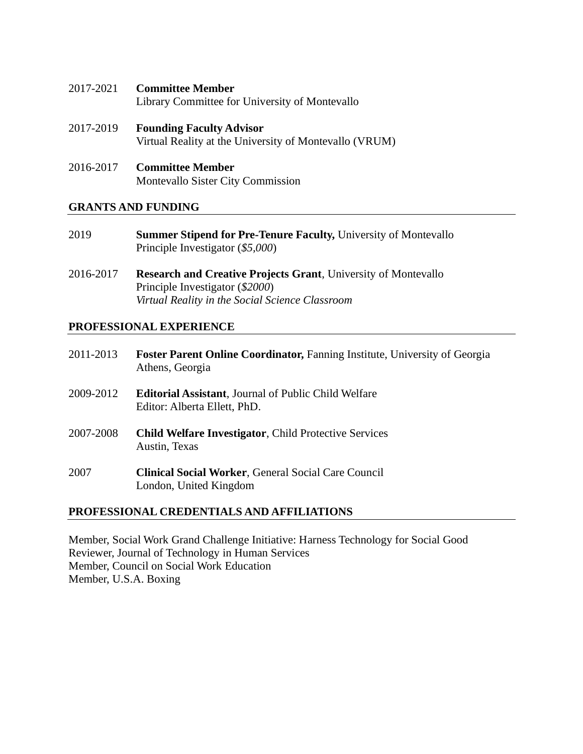2017-2021 **Committee Member**
Library Committee for University of Montevallo

2017-2019 **Founding Faculty Advisor**
Virtual Reality at the University of Montevallo (VRUM)

2016-2017 **Committee Member**
Montevallo Sister City Commission

## GRANTS AND FUNDING

2019 **Summer Stipend for Pre-Tenure Faculty,** University of Montevallo
Principle Investigator (*$5,000*)

2016-2017 **Research and Creative Projects Grant**, University of Montevallo
Principle Investigator (*$2000*)
*Virtual Reality in the Social Science Classroom*

## PROFESSIONAL EXPERIENCE

2011-2013 **Foster Parent Online Coordinator,** Fanning Institute, University of Georgia
Athens, Georgia

2009-2012 **Editorial Assistant**, Journal of Public Child Welfare
Editor: Alberta Ellett, PhD.

2007-2008 **Child Welfare Investigator**, Child Protective Services
Austin, Texas

2007 **Clinical Social Worker**, General Social Care Council
London, United Kingdom

## PROFESSIONAL CREDENTIALS AND AFFILIATIONS

Member, Social Work Grand Challenge Initiative: Harness Technology for Social Good
Reviewer, Journal of Technology in Human Services
Member, Council on Social Work Education
Member, U.S.A. Boxing